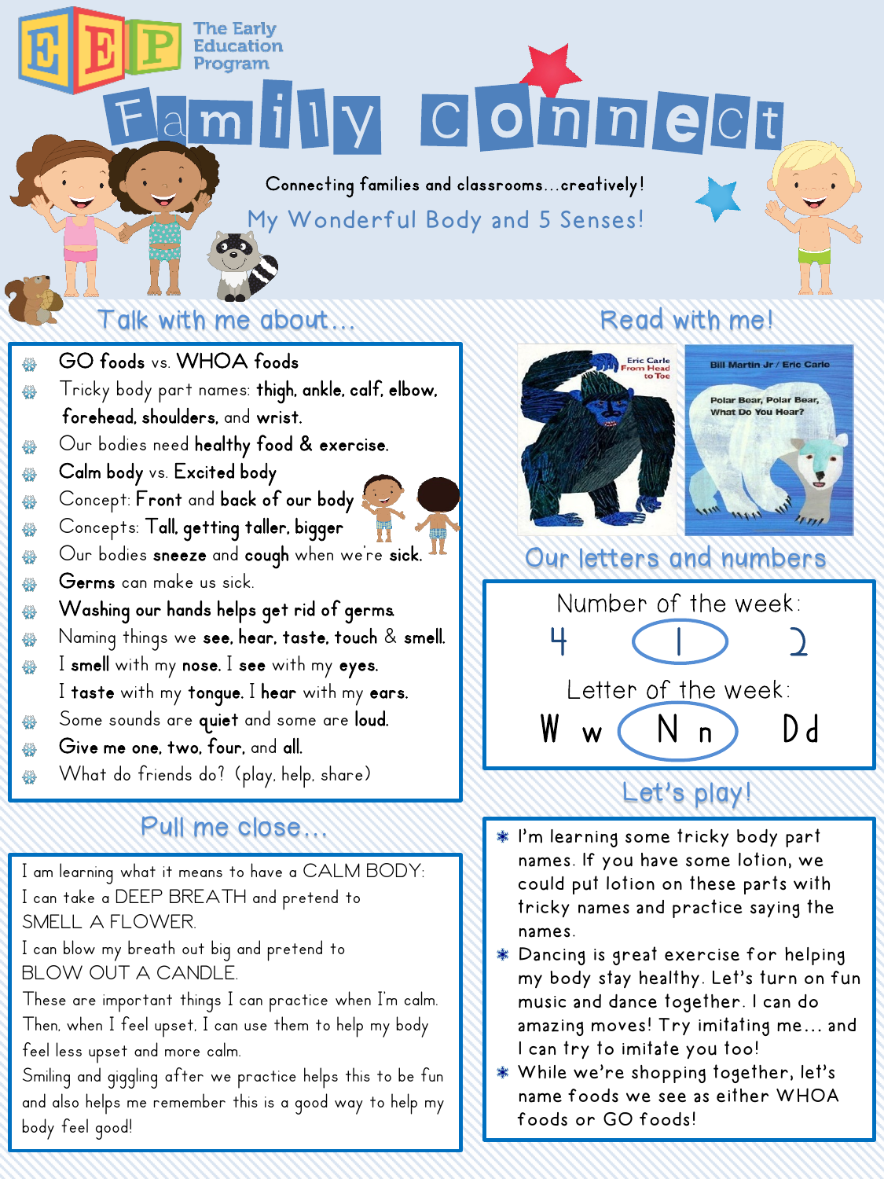# Family Connect

The Early Education Program

Connecting families and classrooms...creatively!

## My Wonderful Body and 5 Senses!

## Talk with me about...

- **GO foods** vs. **WHOA foods**
- Tricky body part names: **thigh, ankle, calf, elbow, forehead, shoulders,** and **wrist.**
- Our bodies need **healthy food & exercise.**
- **Calm body** vs. **Excited body**
- Concept: **Front** and **back of our body**
- Concepts: **Tall, getting taller, bigger**
- Our bodies **sneeze** and **cough** when we're **sick.**
- **Germs** can make us sick.
- **Washing our hands helps get rid of germs.**
- Naming things we **see, hear, taste, touch** & **smell.**
- I **smell** with my **nose.** I **see** with my **eyes.** I **taste** with my **tongue.** I **hear** with my **ears.**
- Some sounds are **quiet** and some are **loud.**
- **Give me one, two, four,** and **all.**
- What do friends do? (play, help, share)

## Read with me!

- Eric Carle – *From Head to Toe*
- Bill Martin Jr / Eric Carle – *Polar Bear, Polar Bear, What Do You Hear?*

## Our letters and numbers

Number of the week:

4 **1** 2

Letter of the week:

W w **N n** D d

## Pull me close...

I am learning what it means to have a CALM BODY:
I can take a DEEP BREATH and pretend to SMELL A FLOWER.
I can blow my breath out big and pretend to BLOW OUT A CANDLE.
These are important things I can practice when I'm calm. Then, when I feel upset, I can use them to help my body feel less upset and more calm.
Smiling and giggling after we practice helps this to be fun and also helps me remember this is a good way to help my body feel good!

## Let's play!

- I'm learning some tricky body part names. If you have some lotion, we could put lotion on these parts with tricky names and practice saying the names.
- Dancing is great exercise for helping my body stay healthy. Let's turn on fun music and dance together. I can do amazing moves! Try imitating me... and I can try to imitate you too!
- While we're shopping together, let's name foods we see as either WHOA foods or GO foods!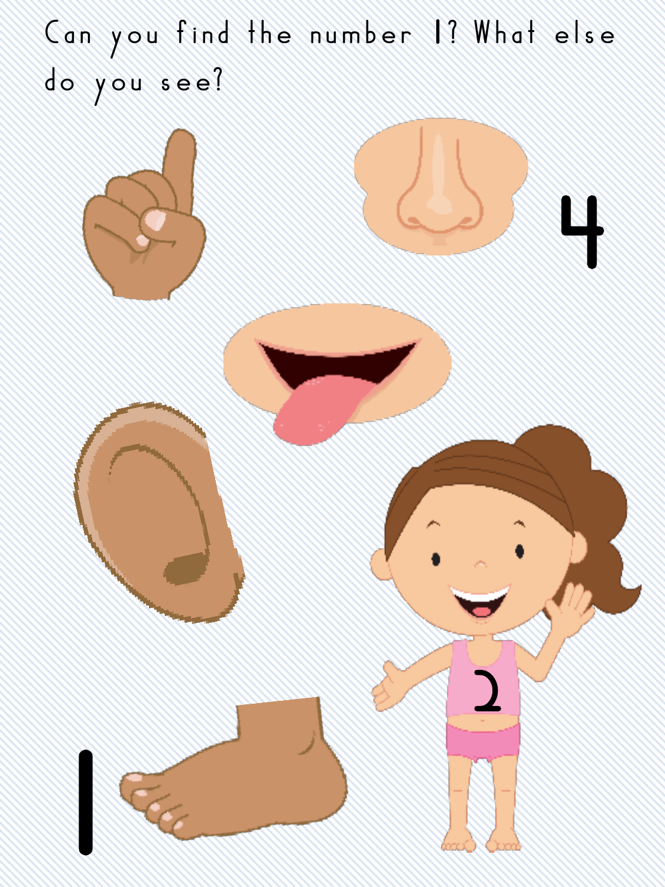Can you find the number 1? What else do you see?

4

2

1